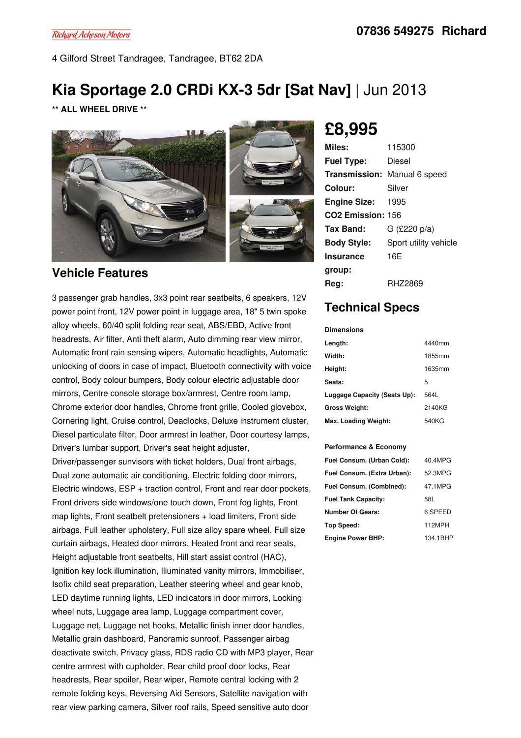Richard Acheson Motors

**07836 549275 Richard**

4 Gilford Street Tandragee, Tandragee, BT62 2DA

# Kia Sportage 2.0 CRDi KX-3 5dr [Sat Nav] | Jun 2013

**\*\* ALL WHEEL DRIVE \*\***

## £8,995

| | |
|---|---|
| **Miles:** | 115300 |
| **Fuel Type:** | Diesel |
| **Transmission:** | Manual 6 speed |
| **Colour:** | Silver |
| **Engine Size:** | 1995 |
| **CO2 Emission:** | 156 |
| **Tax Band:** | G (£220 p/a) |
| **Body Style:** | Sport utility vehicle |
| **Insurance group:** | 16E |
| **Reg:** | RHZ2869 |

## Vehicle Features

3 passenger grab handles, 3x3 point rear seatbelts, 6 speakers, 12V power point front, 12V power point in luggage area, 18" 5 twin spoke alloy wheels, 60/40 split folding rear seat, ABS/EBD, Active front headrests, Air filter, Anti theft alarm, Auto dimming rear view mirror, Automatic front rain sensing wipers, Automatic headlights, Automatic unlocking of doors in case of impact, Bluetooth connectivity with voice control, Body colour bumpers, Body colour electric adjustable door mirrors, Centre console storage box/armrest, Centre room lamp, Chrome exterior door handles, Chrome front grille, Cooled glovebox, Cornering light, Cruise control, Deadlocks, Deluxe instrument cluster, Diesel particulate filter, Door armrest in leather, Door courtesy lamps, Driver's lumbar support, Driver's seat height adjuster, Driver/passenger sunvisors with ticket holders, Dual front airbags, Dual zone automatic air conditioning, Electric folding door mirrors, Electric windows, ESP + traction control, Front and rear door pockets, Front drivers side windows/one touch down, Front fog lights, Front map lights, Front seatbelt pretensioners + load limiters, Front side airbags, Full leather upholstery, Full size alloy spare wheel, Full size curtain airbags, Heated door mirrors, Heated front and rear seats, Height adjustable front seatbelts, Hill start assist control (HAC), Ignition key lock illumination, Illuminated vanity mirrors, Immobiliser, Isofix child seat preparation, Leather steering wheel and gear knob, LED daytime running lights, LED indicators in door mirrors, Locking wheel nuts, Luggage area lamp, Luggage compartment cover, Luggage net, Luggage net hooks, Metallic finish inner door handles, Metallic grain dashboard, Panoramic sunroof, Passenger airbag deactivate switch, Privacy glass, RDS radio CD with MP3 player, Rear centre armrest with cupholder, Rear child proof door locks, Rear headrests, Rear spoiler, Rear wiper, Remote central locking with 2 remote folding keys, Reversing Aid Sensors, Satellite navigation with rear view parking camera, Silver roof rails, Speed sensitive auto door

## Technical Specs

**Dimensions**

| | |
|---|---|
| **Length:** | 4440mm |
| **Width:** | 1855mm |
| **Height:** | 1635mm |
| **Seats:** | 5 |
| **Luggage Capacity (Seats Up):** | 564L |
| **Gross Weight:** | 2140KG |
| **Max. Loading Weight:** | 540KG |

**Performance & Economy**

| | |
|---|---|
| **Fuel Consum. (Urban Cold):** | 40.4MPG |
| **Fuel Consum. (Extra Urban):** | 52.3MPG |
| **Fuel Consum. (Combined):** | 47.1MPG |
| **Fuel Tank Capacity:** | 58L |
| **Number Of Gears:** | 6 SPEED |
| **Top Speed:** | 112MPH |
| **Engine Power BHP:** | 134.1BHP |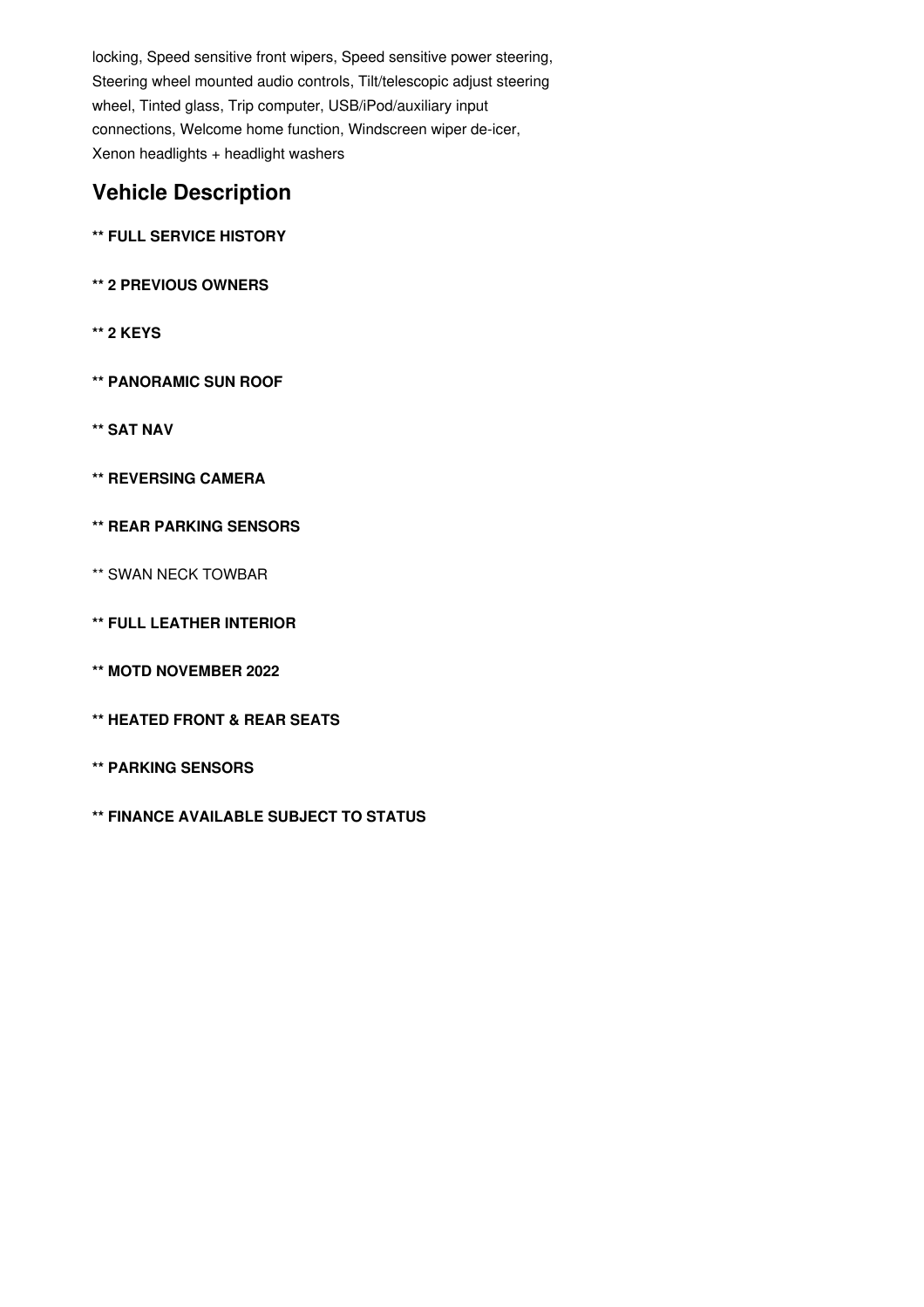locking, Speed sensitive front wipers, Speed sensitive power steering, Steering wheel mounted audio controls, Tilt/telescopic adjust steering wheel, Tinted glass, Trip computer, USB/iPod/auxiliary input connections, Welcome home function, Windscreen wiper de-icer, Xenon headlights + headlight washers

## Vehicle Description

**** FULL SERVICE HISTORY**

**** 2 PREVIOUS OWNERS**

**** 2 KEYS**

**** PANORAMIC SUN ROOF**

**** SAT NAV**

**** REVERSING CAMERA**

**** REAR PARKING SENSORS**

** SWAN NECK TOWBAR

**** FULL LEATHER INTERIOR**

**** MOTD NOVEMBER 2022**

**** HEATED FRONT & REAR SEATS**

**** PARKING SENSORS**

**** FINANCE AVAILABLE SUBJECT TO STATUS**